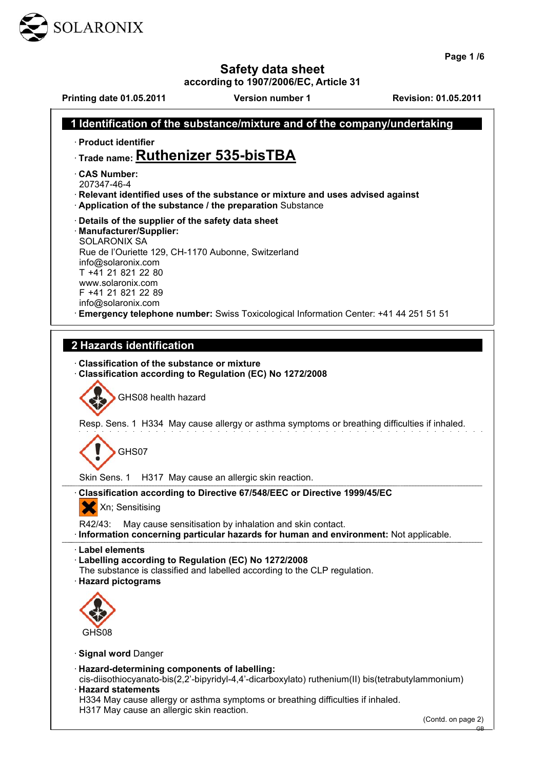SOLARONIX

# Safety data sheet

**according to 1907/2006/EC, Article 31**

**Printing date 01.05.2011** **Version number 1** **Revision: 01.05.2011**

## 1 Identification of the substance/mixture and of the company/undertaking

· **Product identifier**

· **Trade name: Ruthenizer 535-bisTBA**

· **CAS Number:**
207347-46-4

· **Relevant identified uses of the substance or mixture and uses advised against**

· **Application of the substance / the preparation** Substance

· **Details of the supplier of the safety data sheet**

· **Manufacturer/Supplier:**
SOLARONIX SA
Rue de l'Ouriette 129, CH-1170 Aubonne, Switzerland
info@solaronix.com
T +41 21 821 22 80
www.solaronix.com
F +41 21 821 22 89
info@solaronix.com

· **Emergency telephone number:** Swiss Toxicological Information Center: +41 44 251 51 51

## 2 Hazards identification

· **Classification of the substance or mixture**

· **Classification according to Regulation (EC) No 1272/2008**

GHS08 health hazard

Resp. Sens. 1 H334 May cause allergy or asthma symptoms or breathing difficulties if inhaled.

GHS07

Skin Sens. 1 H317 May cause an allergic skin reaction.

· **Classification according to Directive 67/548/EEC or Directive 1999/45/EC**

Xn; Sensitising

R42/43: May cause sensitisation by inhalation and skin contact.

· **Information concerning particular hazards for human and environment:** Not applicable.

· **Label elements**

· **Labelling according to Regulation (EC) No 1272/2008**
The substance is classified and labelled according to the CLP regulation.

· **Hazard pictograms**

GHS08

· **Signal word** Danger

· **Hazard-determining components of labelling:**
cis-diisothiocyanato-bis(2,2'-bipyridyl-4,4'-dicarboxylato) ruthenium(II) bis(tetrabutylammonium)

· **Hazard statements**
H334 May cause allergy or asthma symptoms or breathing difficulties if inhaled.
H317 May cause an allergic skin reaction.

(Contd. on page 2)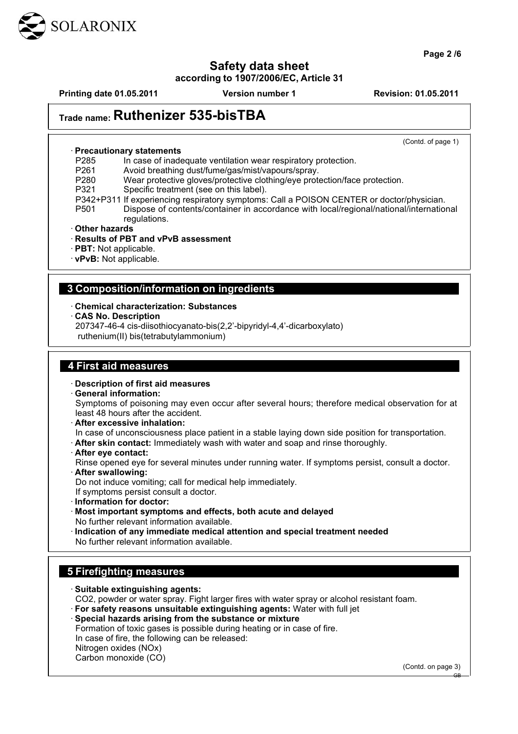# Safety data sheet

**according to 1907/2006/EC, Article 31**

**Printing date 01.05.2011** **Version number 1** **Revision: 01.05.2011**

## Trade name: Ruthenizer 535-bisTBA

(Contd. of page 1)

· **Precautionary statements**

P285 In case of inadequate ventilation wear respiratory protection.
P261 Avoid breathing dust/fume/gas/mist/vapours/spray.
P280 Wear protective gloves/protective clothing/eye protection/face protection.
P321 Specific treatment (see on this label).
P342+P311 If experiencing respiratory symptoms: Call a POISON CENTER or doctor/physician.
P501 Dispose of contents/container in accordance with local/regional/national/international regulations.

· **Other hazards**
· **Results of PBT and vPvB assessment**
· **PBT:** Not applicable.
· **vPvB:** Not applicable.

## 3 Composition/information on ingredients

· **Chemical characterization: Substances**
· **CAS No. Description**
207347-46-4 cis-diisothiocyanato-bis(2,2'-bipyridyl-4,4'-dicarboxylato) ruthenium(II) bis(tetrabutylammonium)

## 4 First aid measures

· **Description of first aid measures**
· **General information:**
Symptoms of poisoning may even occur after several hours; therefore medical observation for at least 48 hours after the accident.
· **After excessive inhalation:**
In case of unconsciousness place patient in a stable laying down side position for transportation.
· **After skin contact:** Immediately wash with water and soap and rinse thoroughly.
· **After eye contact:**
Rinse opened eye for several minutes under running water. If symptoms persist, consult a doctor.
· **After swallowing:**
Do not induce vomiting; call for medical help immediately.
If symptoms persist consult a doctor.
· **Information for doctor:**
· **Most important symptoms and effects, both acute and delayed**
No further relevant information available.
· **Indication of any immediate medical attention and special treatment needed**
No further relevant information available.

## 5 Firefighting measures

· **Suitable extinguishing agents:**
CO2, powder or water spray. Fight larger fires with water spray or alcohol resistant foam.
· **For safety reasons unsuitable extinguishing agents:** Water with full jet
· **Special hazards arising from the substance or mixture**
Formation of toxic gases is possible during heating or in case of fire.
In case of fire, the following can be released:
Nitrogen oxides (NOx)
Carbon monoxide (CO)

(Contd. on page 3)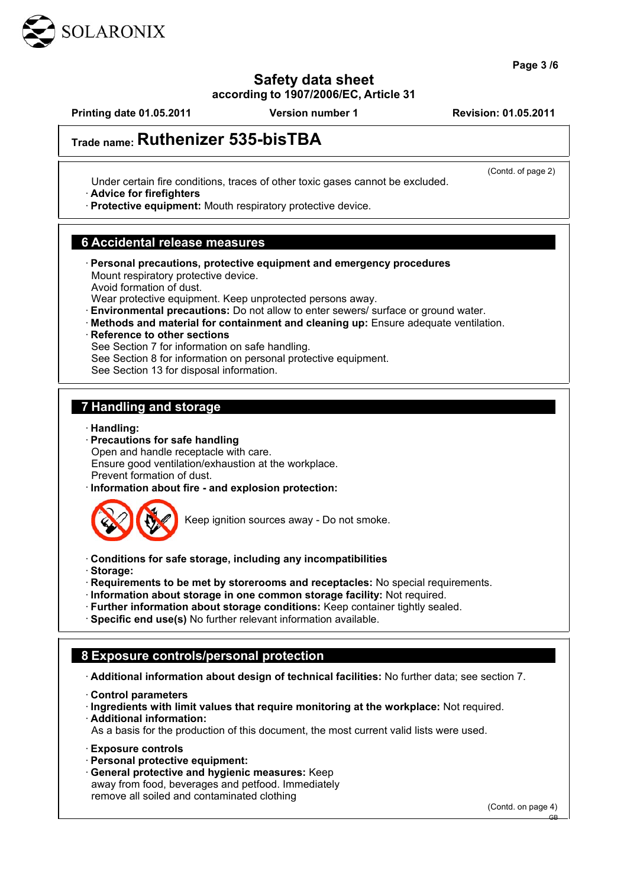(Contd. of page 2)

Under certain fire conditions, traces of other toxic gases cannot be excluded.

· **Advice for firefighters**
· **Protective equipment:** Mouth respiratory protective device.

## 6 Accidental release measures

· **Personal precautions, protective equipment and emergency procedures**
Mount respiratory protective device.
Avoid formation of dust.
Wear protective equipment. Keep unprotected persons away.
· **Environmental precautions:** Do not allow to enter sewers/ surface or ground water.
· **Methods and material for containment and cleaning up:** Ensure adequate ventilation.
· **Reference to other sections**
See Section 7 for information on safe handling.
See Section 8 for information on personal protective equipment.
See Section 13 for disposal information.

## 7 Handling and storage

· **Handling:**
· **Precautions for safe handling**
Open and handle receptacle with care.
Ensure good ventilation/exhaustion at the workplace.
Prevent formation of dust.
· **Information about fire - and explosion protection:**

Keep ignition sources away - Do not smoke.

· **Conditions for safe storage, including any incompatibilities**
· **Storage:**
· **Requirements to be met by storerooms and receptacles:** No special requirements.
· **Information about storage in one common storage facility:** Not required.
· **Further information about storage conditions:** Keep container tightly sealed.
· **Specific end use(s)** No further relevant information available.

## 8 Exposure controls/personal protection

· **Additional information about design of technical facilities:** No further data; see section 7.

· **Control parameters**
· **Ingredients with limit values that require monitoring at the workplace:** Not required.
· **Additional information:**
As a basis for the production of this document, the most current valid lists were used.

· **Exposure controls**
· **Personal protective equipment:**
· **General protective and hygienic measures:** Keep away from food, beverages and petfood. Immediately remove all soiled and contaminated clothing

(Contd. on page 4)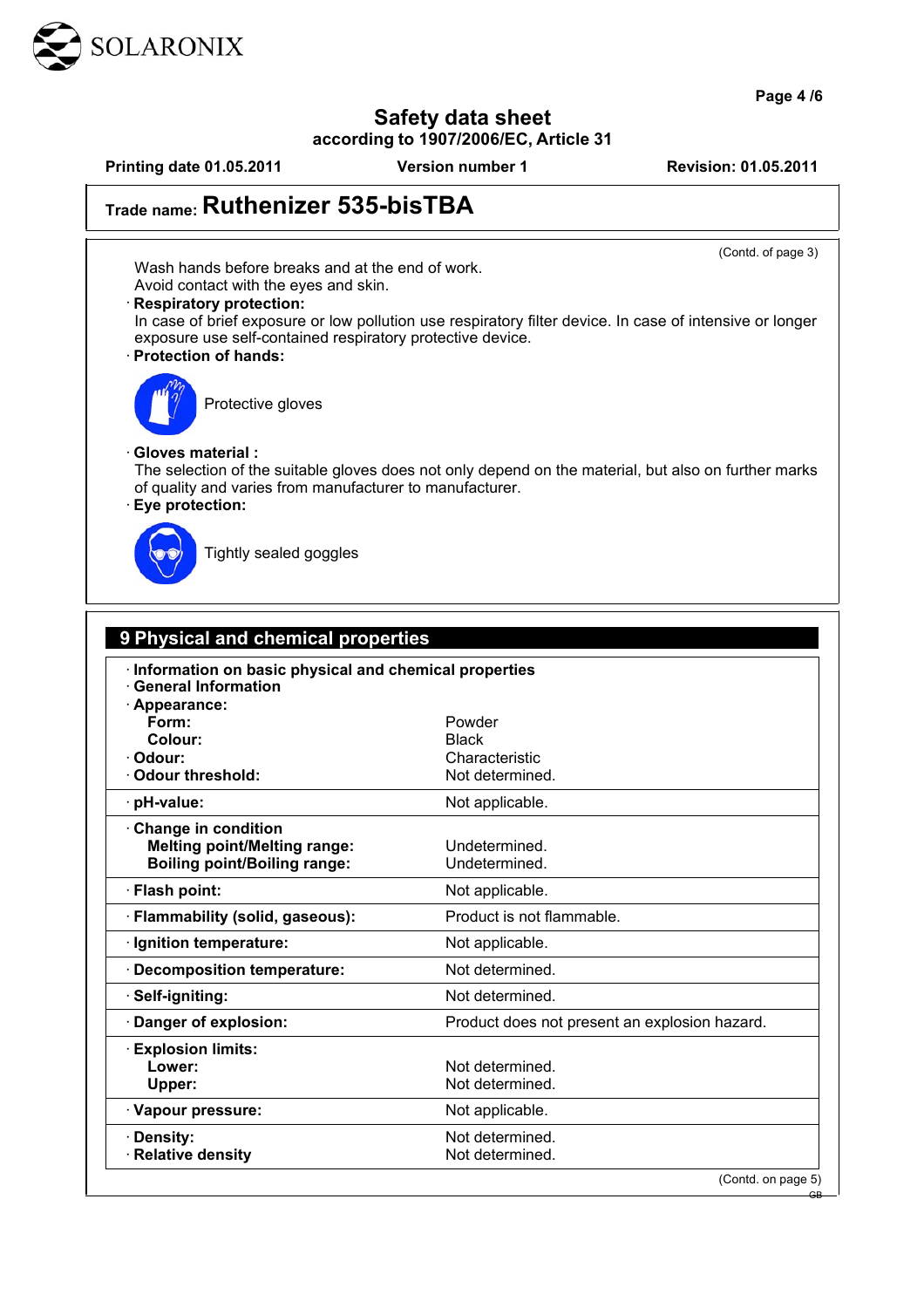# Safety data sheet

according to 1907/2006/EC, Article 31

Printing date 01.05.2011 | Version number 1 | Revision: 01.05.2011

## Trade name: Ruthenizer 535-bisTBA

(Contd. of page 3)

Wash hands before breaks and at the end of work.
Avoid contact with the eyes and skin.

· **Respiratory protection:**
In case of brief exposure or low pollution use respiratory filter device. In case of intensive or longer exposure use self-contained respiratory protective device.

· **Protection of hands:**

Protective gloves

· **Gloves material :**
The selection of the suitable gloves does not only depend on the material, but also on further marks of quality and varies from manufacturer to manufacturer.

· **Eye protection:**

Tightly sealed goggles

## 9 Physical and chemical properties

| Property | Value |
|---|---|
| **· Information on basic physical and chemical properties** | |
| **· General Information** | |
| **· Appearance:** | |
| **Form:** | Powder |
| **Colour:** | Black |
| **· Odour:** | Characteristic |
| **· Odour threshold:** | Not determined. |
| **· pH-value:** | Not applicable. |
| **· Change in condition** | |
| **Melting point/Melting range:** | Undetermined. |
| **Boiling point/Boiling range:** | Undetermined. |
| **· Flash point:** | Not applicable. |
| **· Flammability (solid, gaseous):** | Product is not flammable. |
| **· Ignition temperature:** | Not applicable. |
| **· Decomposition temperature:** | Not determined. |
| **· Self-igniting:** | Not determined. |
| **· Danger of explosion:** | Product does not present an explosion hazard. |
| **· Explosion limits:** | |
| **Lower:** | Not determined. |
| **Upper:** | Not determined. |
| **· Vapour pressure:** | Not applicable. |
| **· Density:** | Not determined. |
| **· Relative density** | Not determined. |

(Contd. on page 5)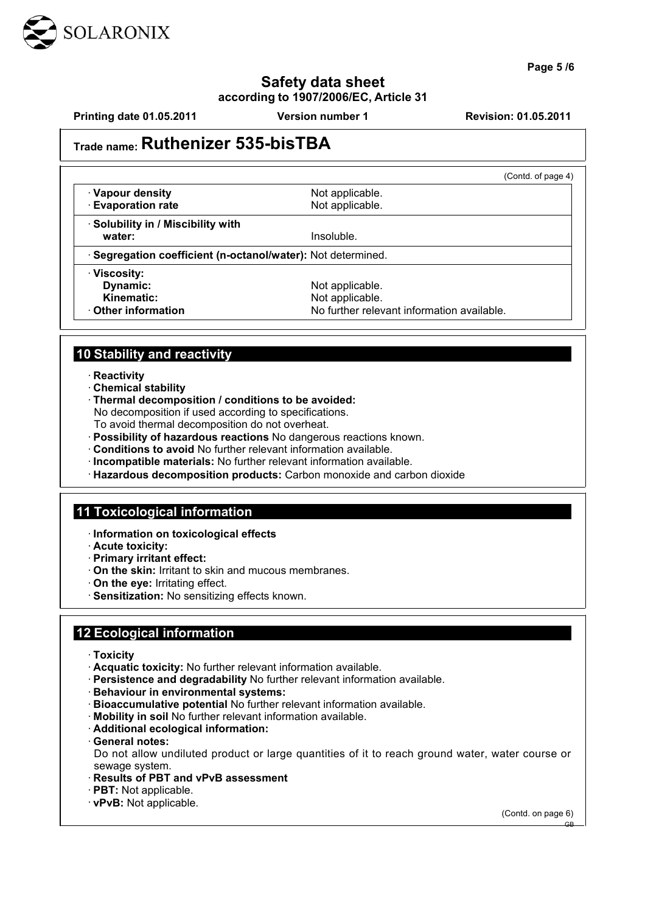## Trade name: Ruthenizer 535-bisTBA

(Contd. of page 4)

| | |
|---|---|
| · **Vapour density** | Not applicable. |
| · **Evaporation rate** | Not applicable. |
| · **Solubility in / Miscibility with water:** | Insoluble. |
| · **Segregation coefficient (n-octanol/water):** | Not determined. |
| · **Viscosity:** | |
| **Dynamic:** | Not applicable. |
| **Kinematic:** | Not applicable. |
| · **Other information** | No further relevant information available. |

## 10 Stability and reactivity

- · **Reactivity**
- · **Chemical stability**
- · **Thermal decomposition / conditions to be avoided:**
  No decomposition if used according to specifications.
  To avoid thermal decomposition do not overheat.
- · **Possibility of hazardous reactions** No dangerous reactions known.
- · **Conditions to avoid** No further relevant information available.
- · **Incompatible materials:** No further relevant information available.
- · **Hazardous decomposition products:** Carbon monoxide and carbon dioxide

## 11 Toxicological information

- · **Information on toxicological effects**
- · **Acute toxicity:**
- · **Primary irritant effect:**
- · **On the skin:** Irritant to skin and mucous membranes.
- · **On the eye:** Irritating effect.
- · **Sensitization:** No sensitizing effects known.

## 12 Ecological information

- · **Toxicity**
- · **Acquatic toxicity:** No further relevant information available.
- · **Persistence and degradability** No further relevant information available.
- · **Behaviour in environmental systems:**
- · **Bioaccumulative potential** No further relevant information available.
- · **Mobility in soil** No further relevant information available.
- · **Additional ecological information:**
- · **General notes:**
  Do not allow undiluted product or large quantities of it to reach ground water, water course or sewage system.
- · **Results of PBT and vPvB assessment**
- · **PBT:** Not applicable.
- · **vPvB:** Not applicable.

(Contd. on page 6)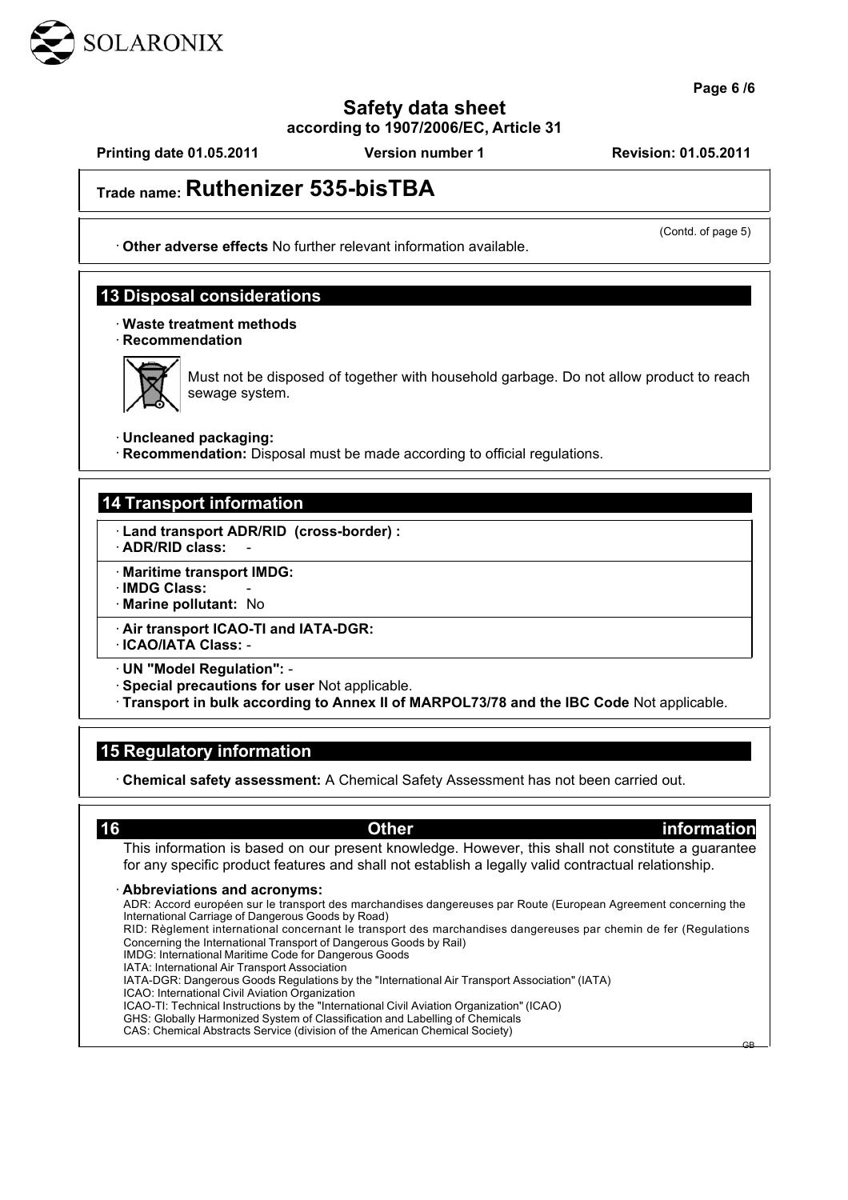# Safety data sheet

**according to 1907/2006/EC, Article 31**

**Printing date 01.05.2011** **Version number 1** **Revision: 01.05.2011**

## Trade name: Ruthenizer 535-bisTBA

(Contd. of page 5)

· **Other adverse effects** No further relevant information available.

## 13 Disposal considerations

· **Waste treatment methods**
· **Recommendation**

Must not be disposed of together with household garbage. Do not allow product to reach sewage system.

· **Uncleaned packaging:**
· **Recommendation:** Disposal must be made according to official regulations.

## 14 Transport information

· **Land transport ADR/RID (cross-border) :**
· **ADR/RID class:** -

· **Maritime transport IMDG:**
· **IMDG Class:** -
· **Marine pollutant:** No

· **Air transport ICAO-TI and IATA-DGR:**
· **ICAO/IATA Class:** -

· **UN "Model Regulation":** -
· **Special precautions for user** Not applicable.
· **Transport in bulk according to Annex II of MARPOL73/78 and the IBC Code** Not applicable.

## 15 Regulatory information

· **Chemical safety assessment:** A Chemical Safety Assessment has not been carried out.

## 16 Other information

This information is based on our present knowledge. However, this shall not constitute a guarantee for any specific product features and shall not establish a legally valid contractual relationship.

· **Abbreviations and acronyms:**
ADR: Accord européen sur le transport des marchandises dangereuses par Route (European Agreement concerning the International Carriage of Dangerous Goods by Road)
RID: Règlement international concernant le transport des marchandises dangereuses par chemin de fer (Regulations Concerning the International Transport of Dangerous Goods by Rail)
IMDG: International Maritime Code for Dangerous Goods
IATA: International Air Transport Association
IATA-DGR: Dangerous Goods Regulations by the "International Air Transport Association" (IATA)
ICAO: International Civil Aviation Organization
ICAO-TI: Technical Instructions by the "International Civil Aviation Organization" (ICAO)
GHS: Globally Harmonized System of Classification and Labelling of Chemicals
CAS: Chemical Abstracts Service (division of the American Chemical Society)